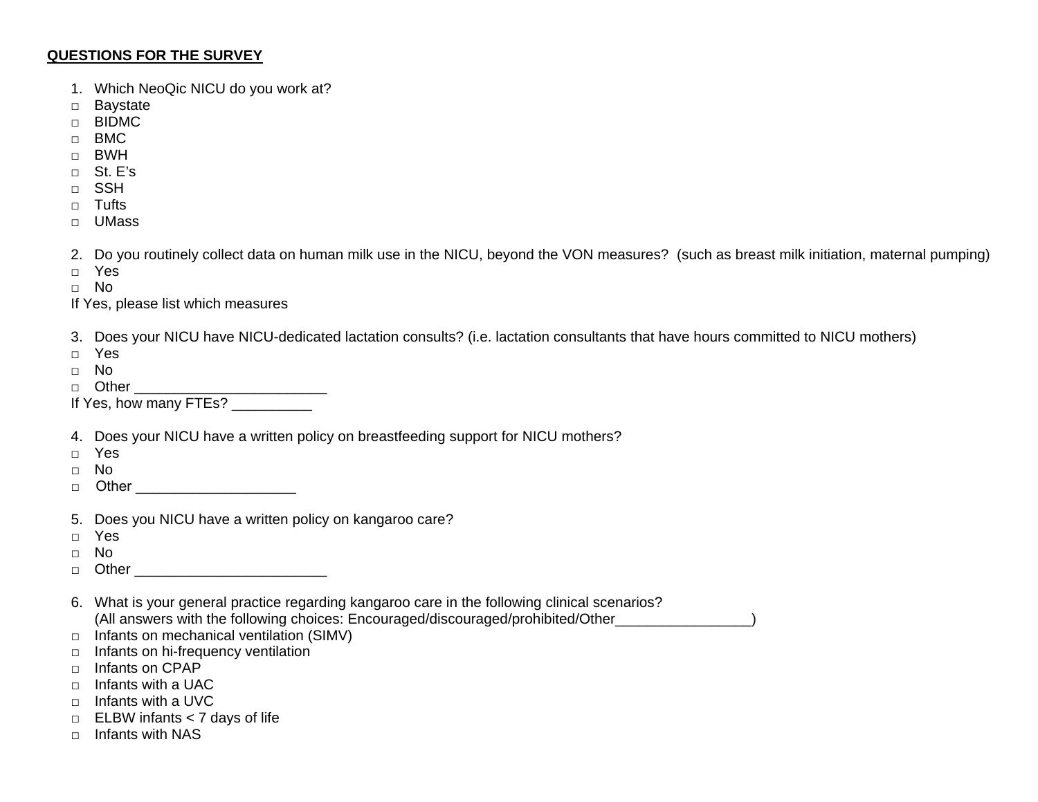**QUESTIONS FOR THE SURVEY**

1. Which NeoQic NICU do you work at?

- □ Baystate
- □ BIDMC
- □ BMC
- □ BWH
- □ St. E's
- □ SSH
- □ Tufts
- □ UMass

2. Do you routinely collect data on human milk use in the NICU, beyond the VON measures? (such as breast milk initiation, maternal pumping)

- □ Yes
- □ No

If Yes, please list which measures

3. Does your NICU have NICU-dedicated lactation consults? (i.e. lactation consultants that have hours committed to NICU mothers)

- □ Yes
- □ No
- □ Other ________________________

If Yes, how many FTEs? __________

4. Does your NICU have a written policy on breastfeeding support for NICU mothers?

- □ Yes
- □ No
- □ Other ____________________

5. Does you NICU have a written policy on kangaroo care?

- □ Yes
- □ No
- □ Other ________________________

6. What is your general practice regarding kangaroo care in the following clinical scenarios?
   (All answers with the following choices: Encouraged/discouraged/prohibited/Other_________________)

- □ Infants on mechanical ventilation (SIMV)
- □ Infants on hi-frequency ventilation
- □ Infants on CPAP
- □ Infants with a UAC
- □ Infants with a UVC
- □ ELBW infants < 7 days of life
- □ Infants with NAS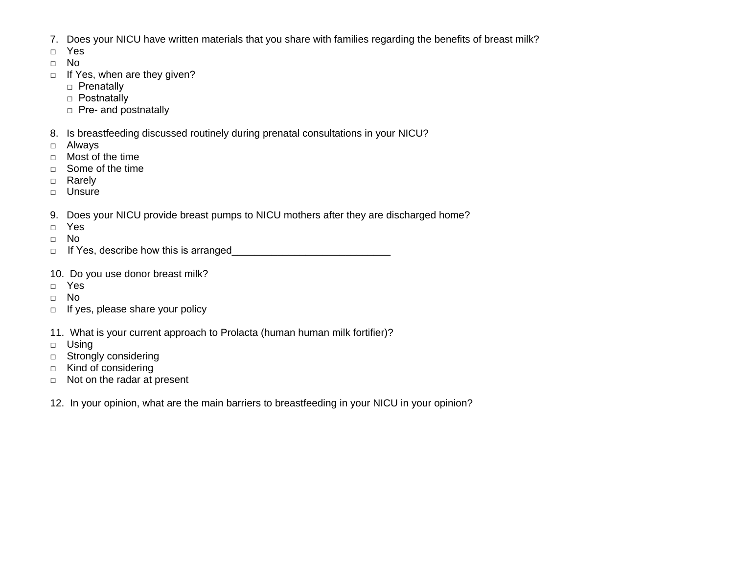7. Does your NICU have written materials that you share with families regarding the benefits of breast milk?

- □ Yes
- □ No
- □ If Yes, when are they given?
  - □ Prenatally
  - □ Postnatally
  - □ Pre- and postnatally

8. Is breastfeeding discussed routinely during prenatal consultations in your NICU?

- □ Always
- □ Most of the time
- □ Some of the time
- □ Rarely
- □ Unsure

9. Does your NICU provide breast pumps to NICU mothers after they are discharged home?

- □ Yes
- □ No
- □ If Yes, describe how this is arranged___________________________

10. Do you use donor breast milk?

- □ Yes
- □ No
- □ If yes, please share your policy

11. What is your current approach to Prolacta (human human milk fortifier)?

- □ Using
- □ Strongly considering
- □ Kind of considering
- □ Not on the radar at present

12. In your opinion, what are the main barriers to breastfeeding in your NICU in your opinion?